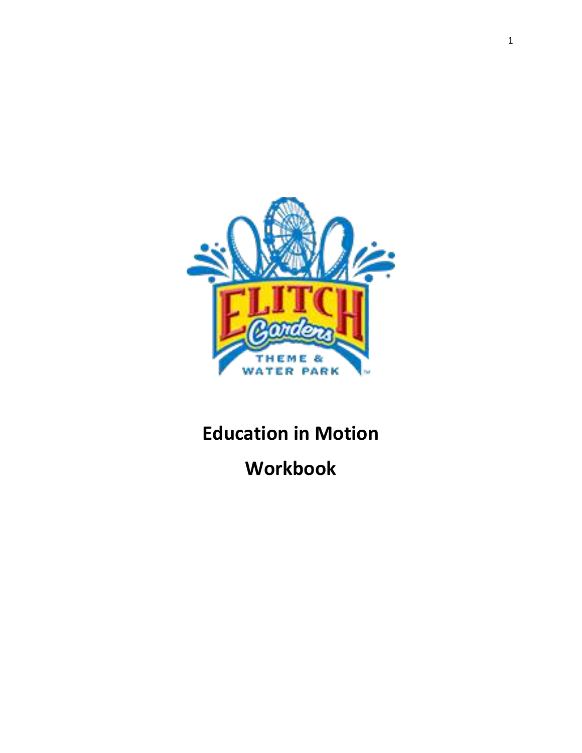# Education in Motion

# Workbook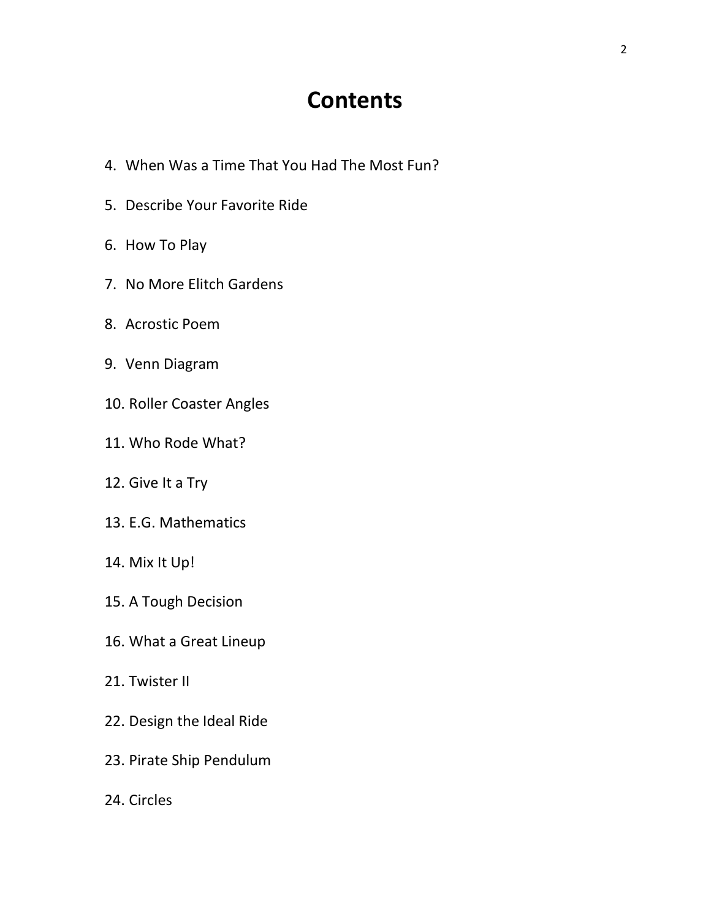# Contents

4. When Was a Time That You Had The Most Fun?

5. Describe Your Favorite Ride

6. How To Play

7. No More Elitch Gardens

8. Acrostic Poem

9. Venn Diagram

10. Roller Coaster Angles

11. Who Rode What?

12. Give It a Try

13. E.G. Mathematics

14. Mix It Up!

15. A Tough Decision

16. What a Great Lineup

21. Twister II

22. Design the Ideal Ride

23. Pirate Ship Pendulum

24. Circles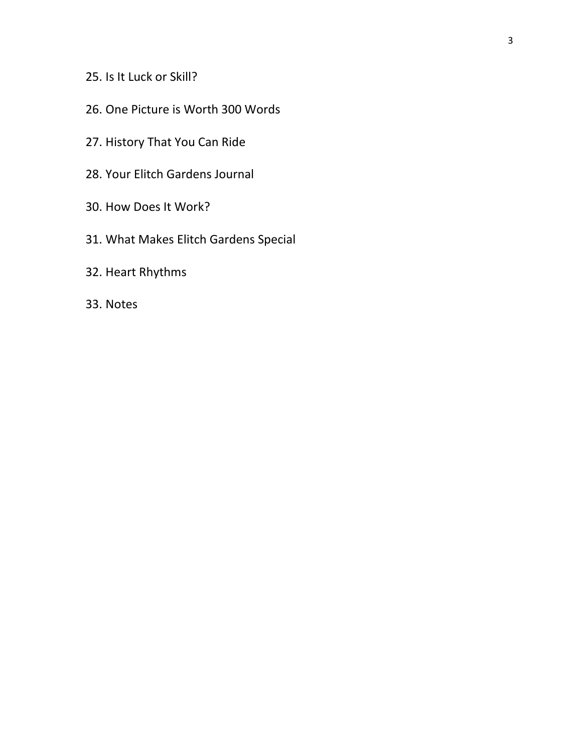25. Is It Luck or Skill?

26. One Picture is Worth 300 Words

27. History That You Can Ride

28. Your Elitch Gardens Journal

30. How Does It Work?

31. What Makes Elitch Gardens Special

32. Heart Rhythms

33. Notes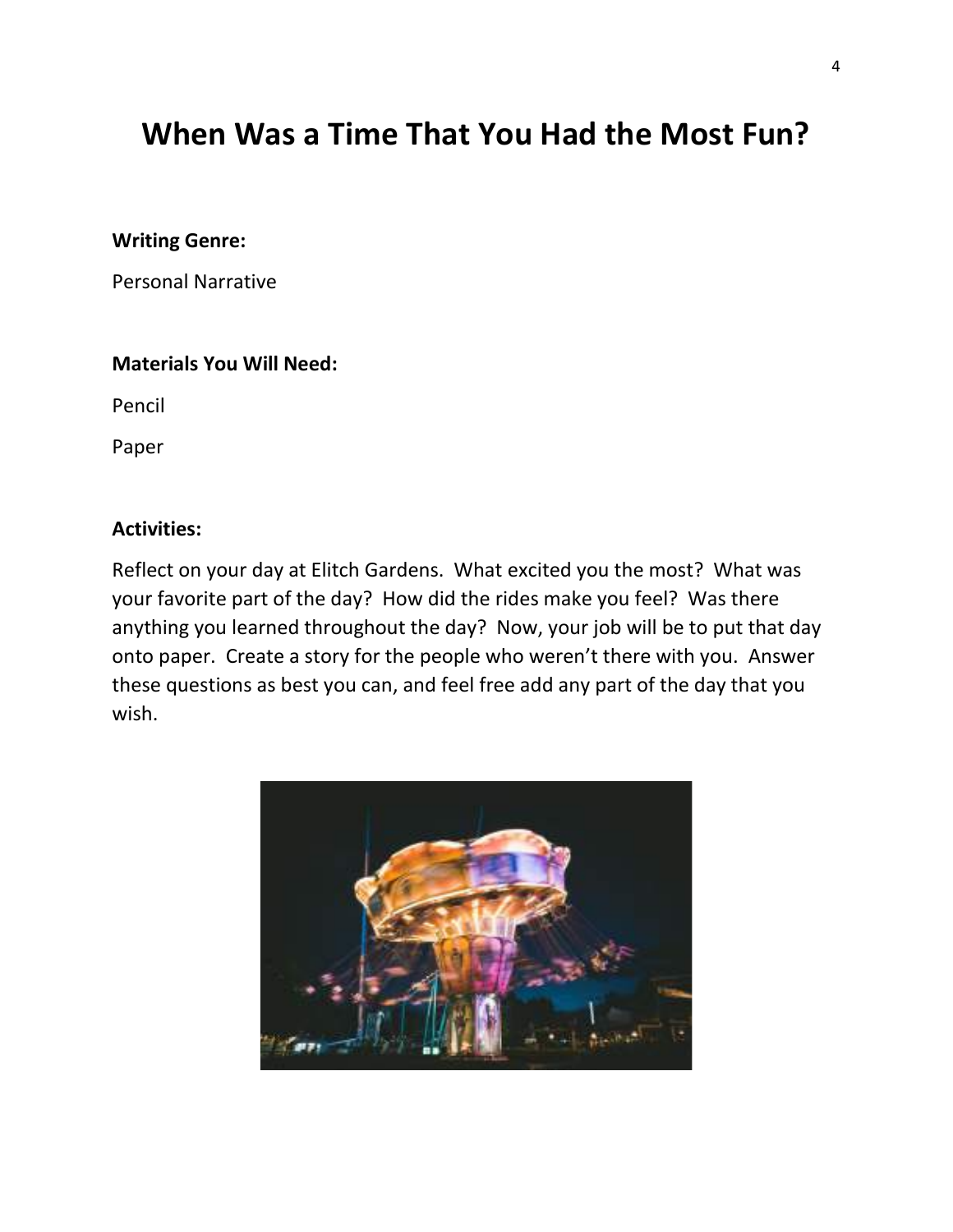# When Was a Time That You Had the Most Fun?

**Writing Genre:**

Personal Narrative

**Materials You Will Need:**

Pencil

Paper

**Activities:**

Reflect on your day at Elitch Gardens. What excited you the most? What was your favorite part of the day? How did the rides make you feel? Was there anything you learned throughout the day? Now, your job will be to put that day onto paper. Create a story for the people who weren't there with you. Answer these questions as best you can, and feel free add any part of the day that you wish.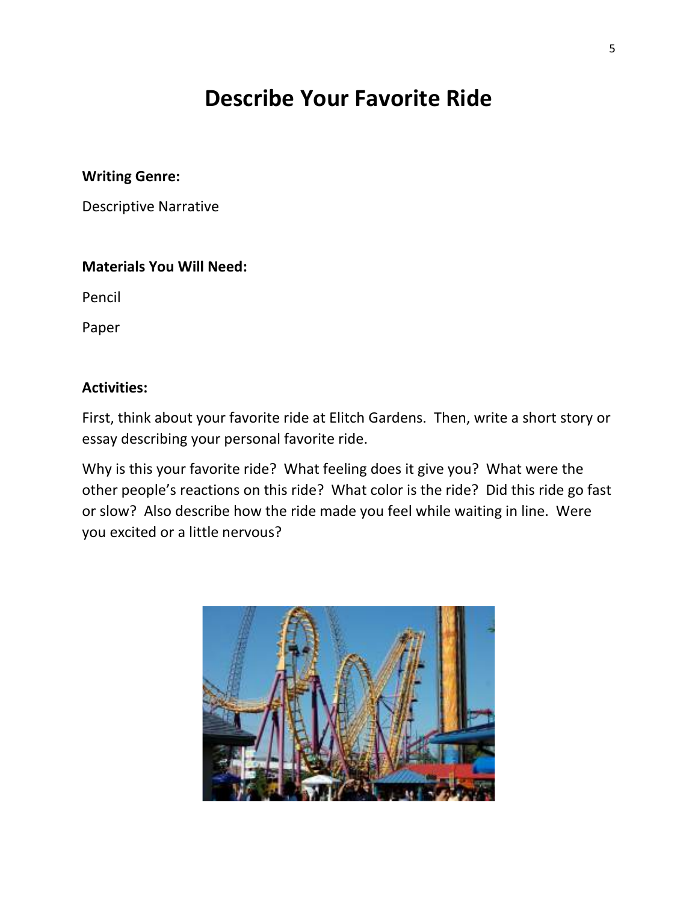# Describe Your Favorite Ride

**Writing Genre:**

Descriptive Narrative

**Materials You Will Need:**

Pencil

Paper

**Activities:**

First, think about your favorite ride at Elitch Gardens. Then, write a short story or essay describing your personal favorite ride.

Why is this your favorite ride? What feeling does it give you? What were the other people's reactions on this ride? What color is the ride? Did this ride go fast or slow? Also describe how the ride made you feel while waiting in line. Were you excited or a little nervous?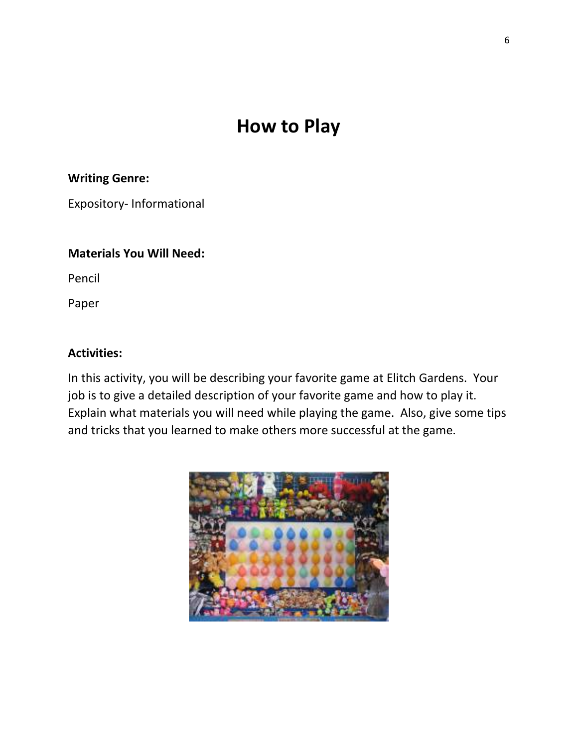# How to Play

**Writing Genre:**

Expository- Informational

**Materials You Will Need:**

Pencil

Paper

**Activities:**

In this activity, you will be describing your favorite game at Elitch Gardens. Your job is to give a detailed description of your favorite game and how to play it. Explain what materials you will need while playing the game. Also, give some tips and tricks that you learned to make others more successful at the game.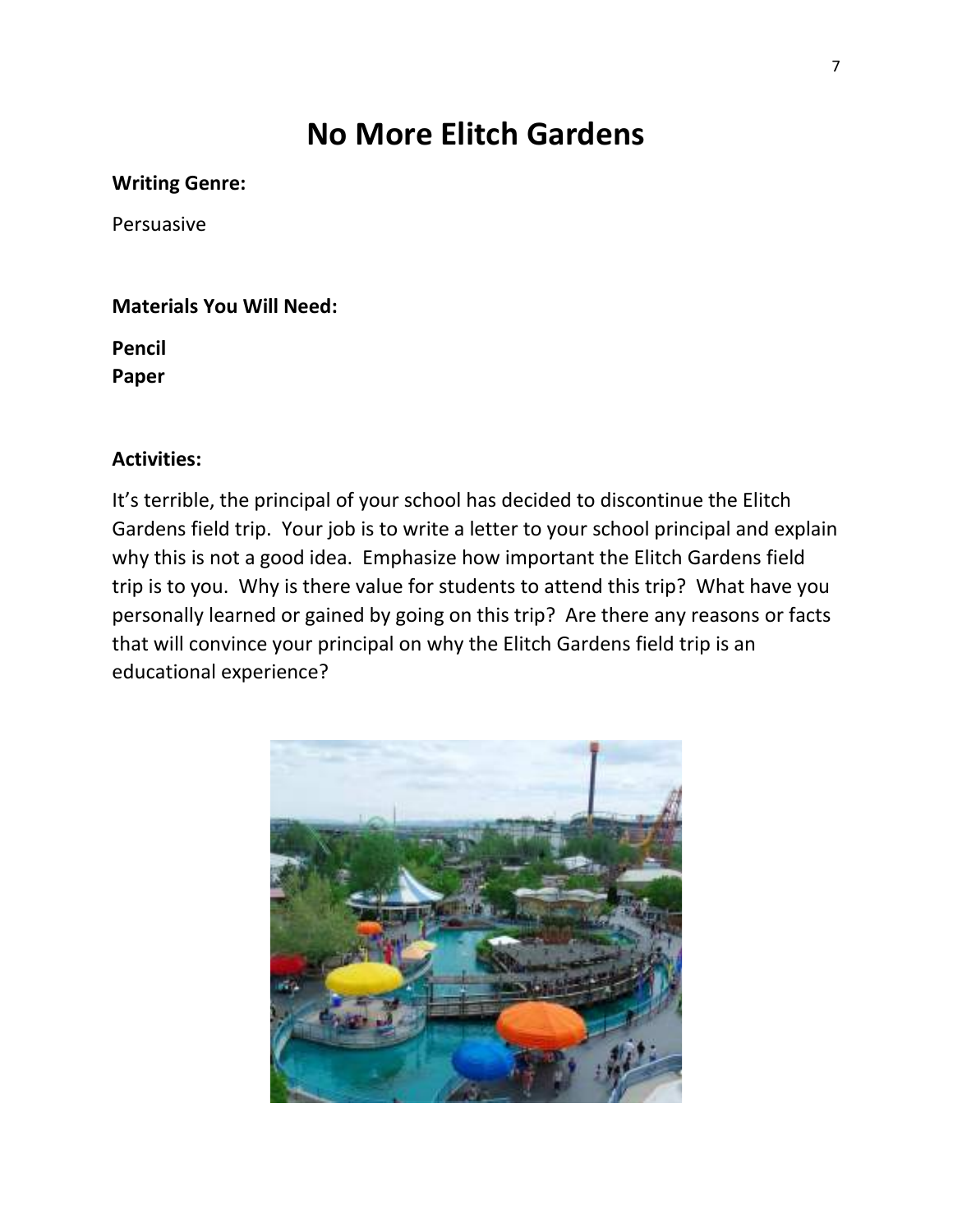# No More Elitch Gardens

**Writing Genre:**

Persuasive

**Materials You Will Need:**

**Pencil**
**Paper**

**Activities:**

It's terrible, the principal of your school has decided to discontinue the Elitch Gardens field trip. Your job is to write a letter to your school principal and explain why this is not a good idea. Emphasize how important the Elitch Gardens field trip is to you. Why is there value for students to attend this trip? What have you personally learned or gained by going on this trip? Are there any reasons or facts that will convince your principal on why the Elitch Gardens field trip is an educational experience?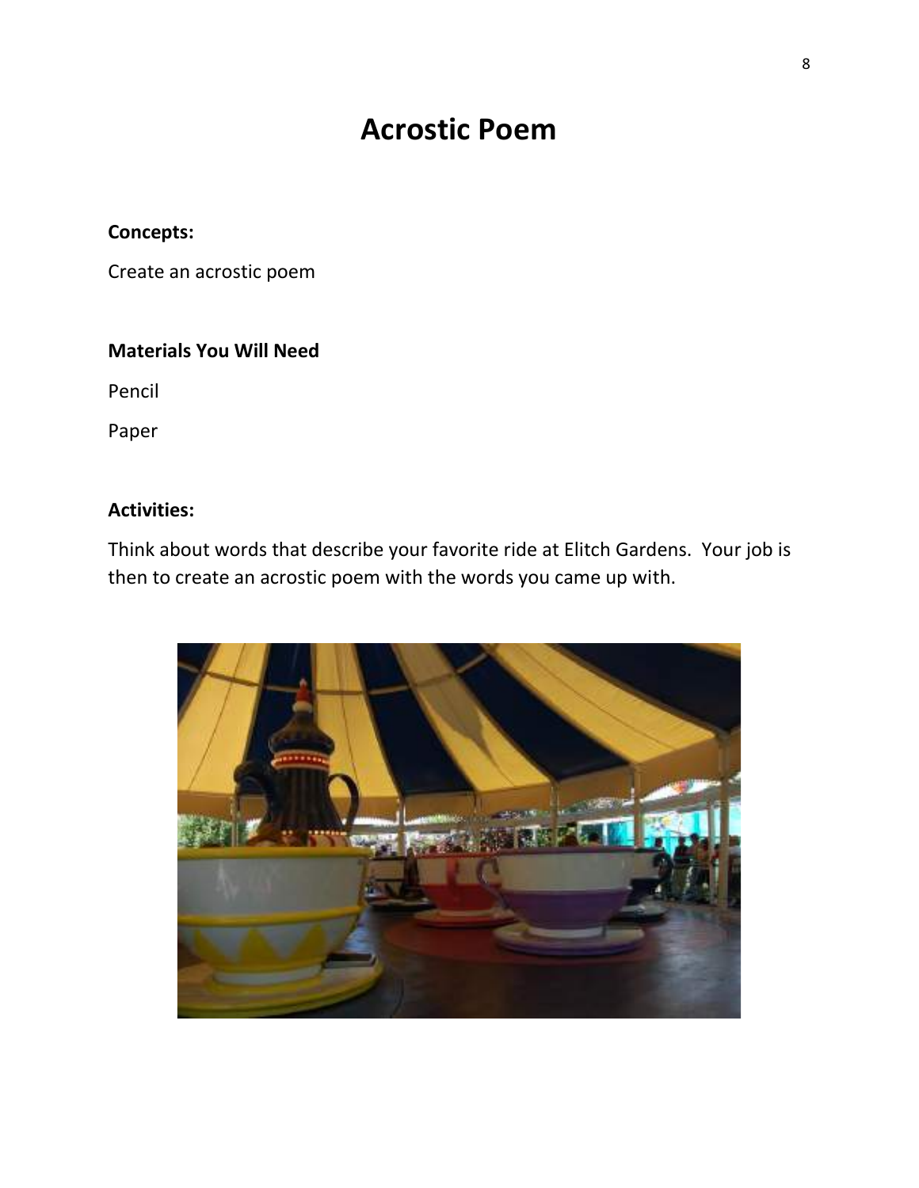# Acrostic Poem

**Concepts:**

Create an acrostic poem

**Materials You Will Need**

Pencil

Paper

**Activities:**

Think about words that describe your favorite ride at Elitch Gardens. Your job is then to create an acrostic poem with the words you came up with.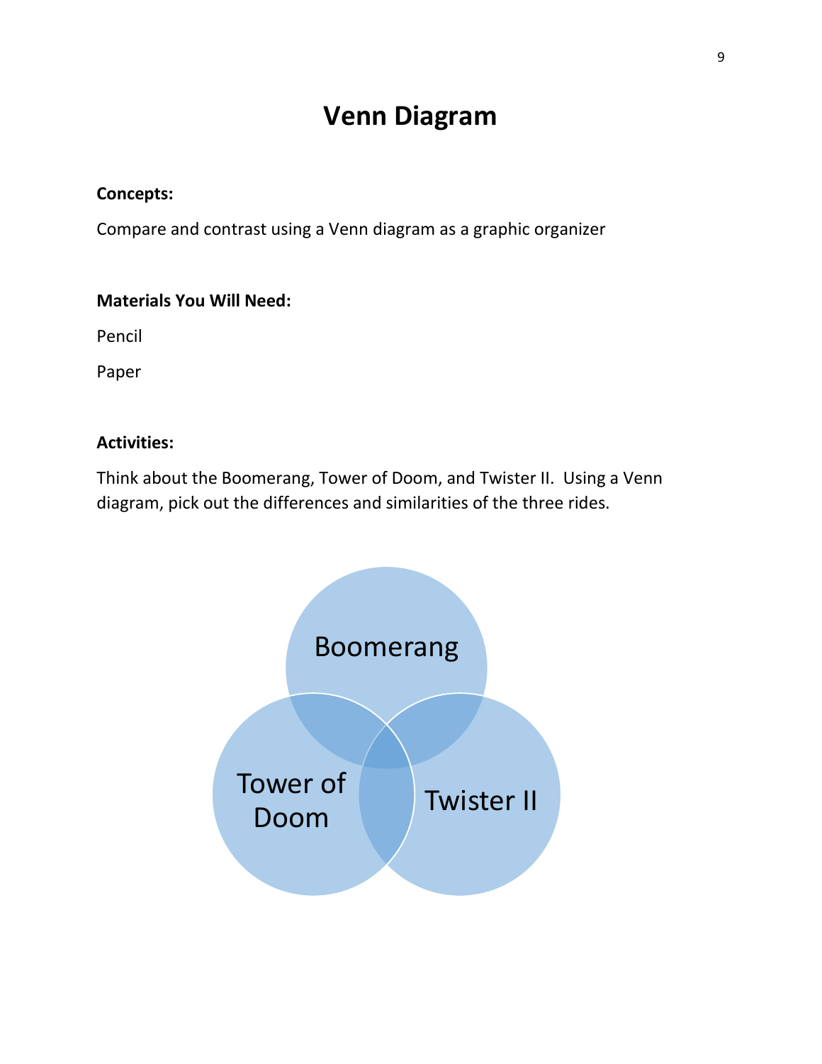# Venn Diagram

**Concepts:**

Compare and contrast using a Venn diagram as a graphic organizer

**Materials You Will Need:**

Pencil

Paper

**Activities:**

Think about the Boomerang, Tower of Doom, and Twister II. Using a Venn diagram, pick out the differences and similarities of the three rides.

Boomerang

Tower of Doom

Twister II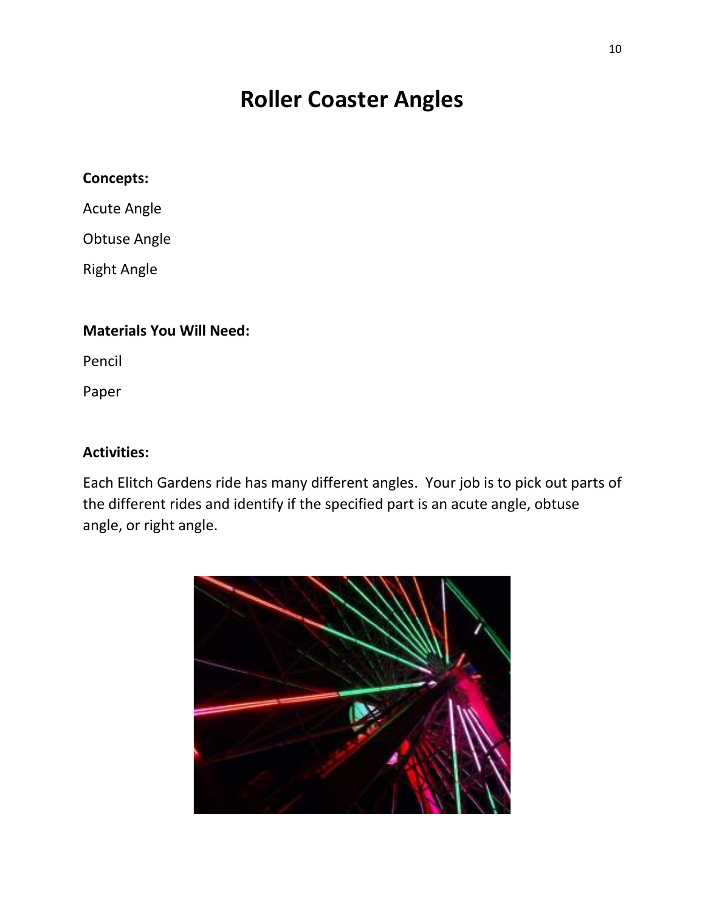# Roller Coaster Angles

**Concepts:**

Acute Angle

Obtuse Angle

Right Angle

**Materials You Will Need:**

Pencil

Paper

**Activities:**

Each Elitch Gardens ride has many different angles. Your job is to pick out parts of the different rides and identify if the specified part is an acute angle, obtuse angle, or right angle.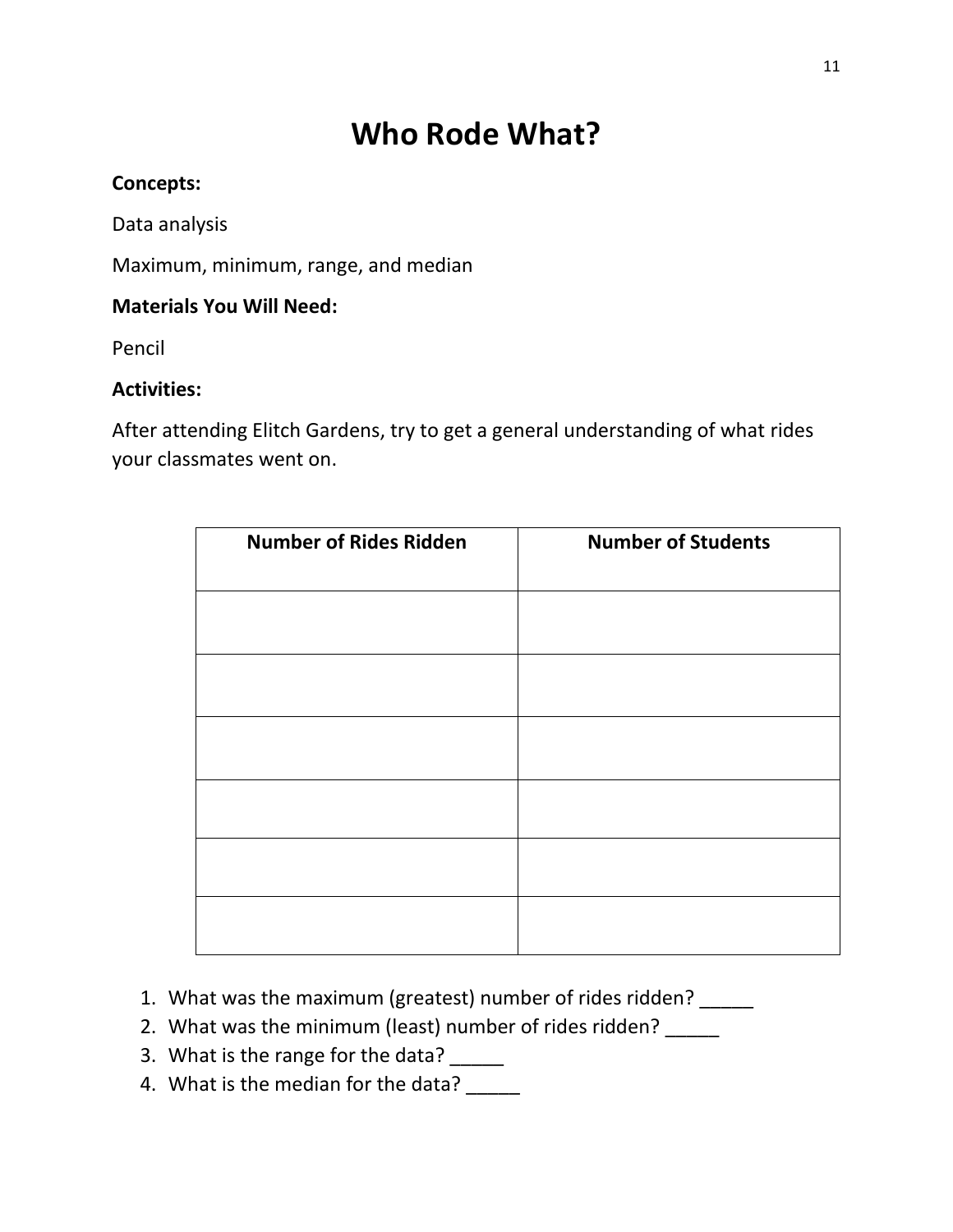# Who Rode What?

**Concepts:**

Data analysis

Maximum, minimum, range, and median

**Materials You Will Need:**

Pencil

**Activities:**

After attending Elitch Gardens, try to get a general understanding of what rides your classmates went on.

| Number of Rides Ridden | Number of Students |
| --- | --- |
| | |
| | |
| | |
| | |
| | |
| | |

1. What was the maximum (greatest) number of rides ridden? _____
2. What was the minimum (least) number of rides ridden? _____
3. What is the range for the data? _____
4. What is the median for the data? _____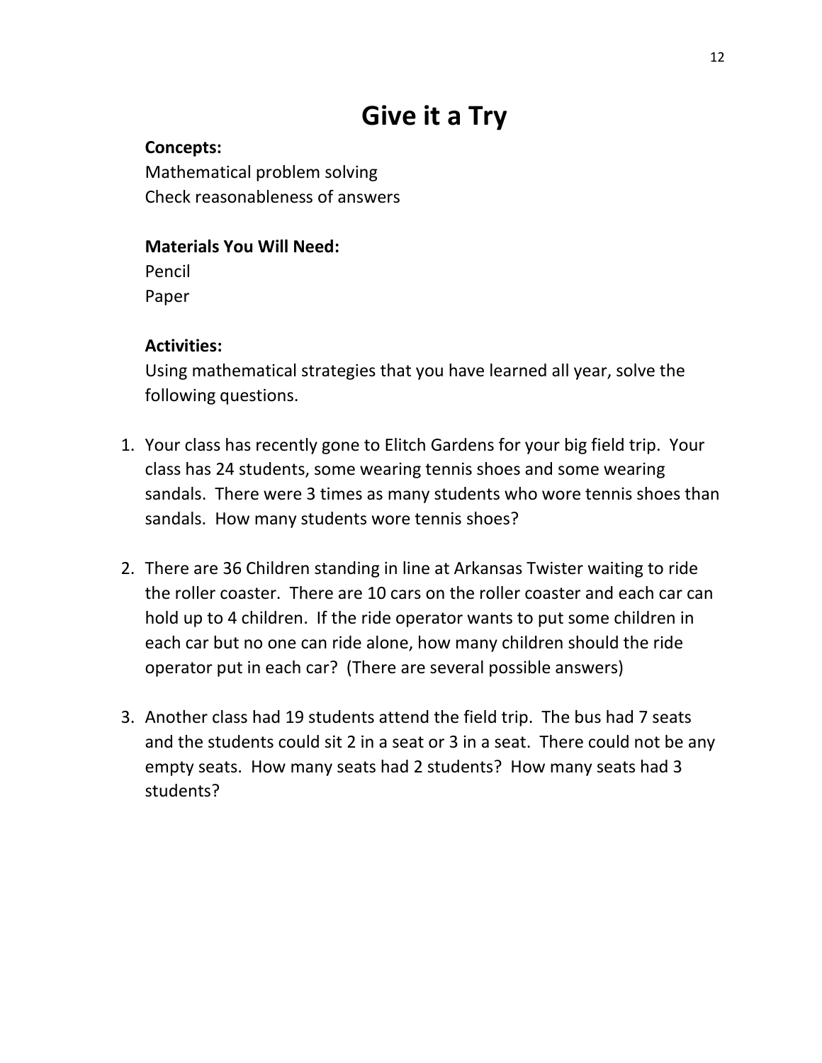# Give it a Try

**Concepts:**
Mathematical problem solving
Check reasonableness of answers

**Materials You Will Need:**
Pencil
Paper

**Activities:**
Using mathematical strategies that you have learned all year, solve the following questions.

1. Your class has recently gone to Elitch Gardens for your big field trip. Your class has 24 students, some wearing tennis shoes and some wearing sandals. There were 3 times as many students who wore tennis shoes than sandals. How many students wore tennis shoes?

2. There are 36 Children standing in line at Arkansas Twister waiting to ride the roller coaster. There are 10 cars on the roller coaster and each car can hold up to 4 children. If the ride operator wants to put some children in each car but no one can ride alone, how many children should the ride operator put in each car? (There are several possible answers)

3. Another class had 19 students attend the field trip. The bus had 7 seats and the students could sit 2 in a seat or 3 in a seat. There could not be any empty seats. How many seats had 2 students? How many seats had 3 students?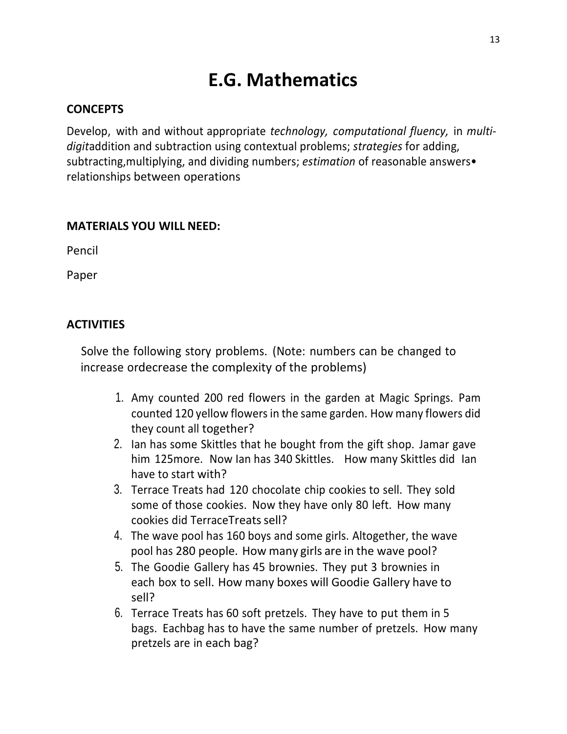# E.G. Mathematics

**CONCEPTS**

Develop, with and without appropriate *technology, computational fluency,* in *multi-digit*addition and subtraction using contextual problems; *strategies* for adding, subtracting,multiplying, and dividing numbers; *estimation* of reasonable answers• relationships between operations

**MATERIALS YOU WILL NEED:**

Pencil

Paper

**ACTIVITIES**

Solve the following story problems. (Note: numbers can be changed to increase ordecrease the complexity of the problems)

1. Amy counted 200 red flowers in the garden at Magic Springs. Pam counted 120 yellow flowers in the same garden. How many flowers did they count all together?
2. Ian has some Skittles that he bought from the gift shop. Jamar gave him 125more. Now Ian has 340 Skittles. How many Skittles did Ian have to start with?
3. Terrace Treats had 120 chocolate chip cookies to sell. They sold some of those cookies. Now they have only 80 left. How many cookies did TerraceTreats sell?
4. The wave pool has 160 boys and some girls. Altogether, the wave pool has 280 people. How many girls are in the wave pool?
5. The Goodie Gallery has 45 brownies. They put 3 brownies in each box to sell. How many boxes will Goodie Gallery have to sell?
6. Terrace Treats has 60 soft pretzels. They have to put them in 5 bags. Eachbag has to have the same number of pretzels. How many pretzels are in each bag?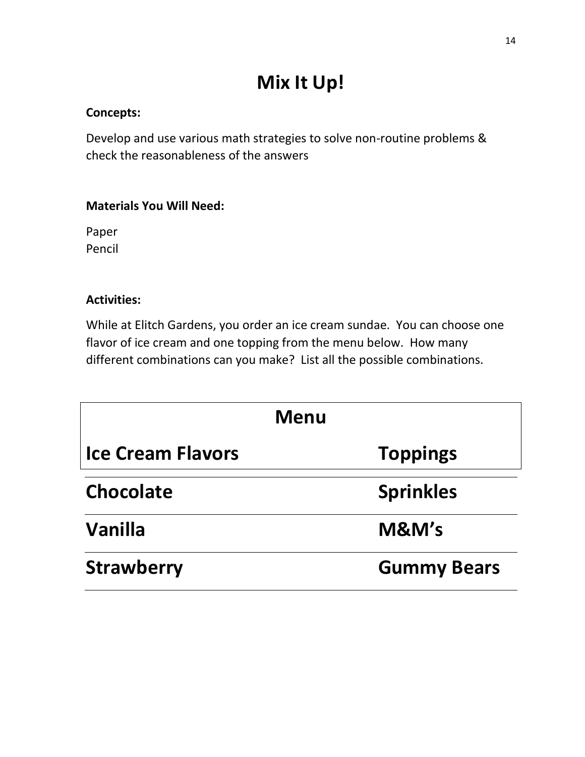# Mix It Up!

**Concepts:**

Develop and use various math strategies to solve non-routine problems & check the reasonableness of the answers

**Materials You Will Need:**

Paper
Pencil

**Activities:**

While at Elitch Gardens, you order an ice cream sundae. You can choose one flavor of ice cream and one topping from the menu below. How many different combinations can you make? List all the possible combinations.

| Menu | |
|---|---|
| **Ice Cream Flavors** | **Toppings** |
| **Chocolate** | **Sprinkles** |
| **Vanilla** | **M&M's** |
| **Strawberry** | **Gummy Bears** |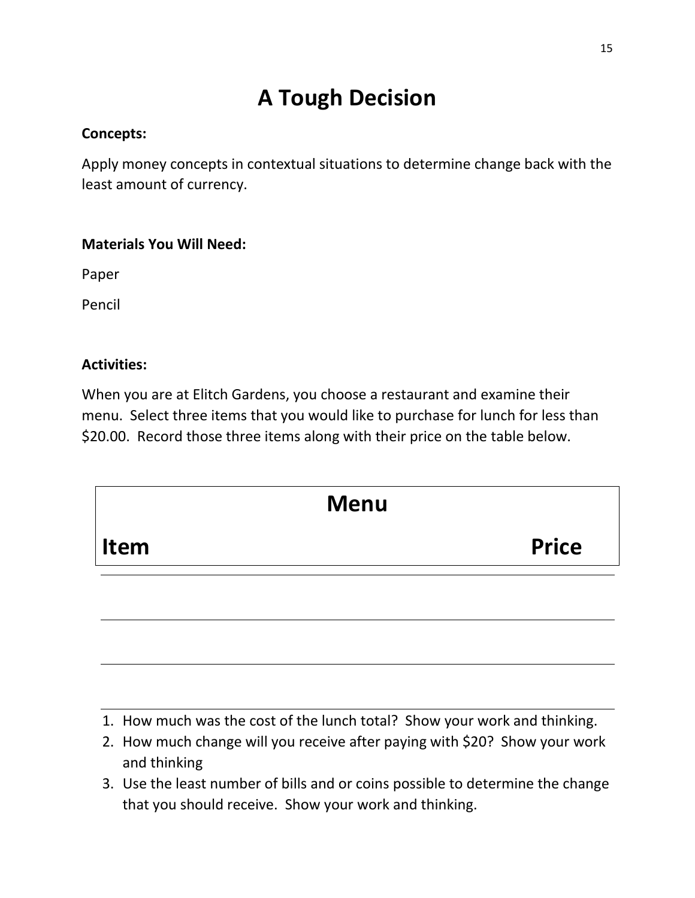# A Tough Decision

**Concepts:**

Apply money concepts in contextual situations to determine change back with the least amount of currency.

**Materials You Will Need:**

Paper

Pencil

**Activities:**

When you are at Elitch Gardens, you choose a restaurant and examine their menu. Select three items that you would like to purchase for lunch for less than $20.00. Record those three items along with their price on the table below.

| Menu | |
|---|---|
| **Item** | **Price** |
| | |
| | |
| | |

1. How much was the cost of the lunch total? Show your work and thinking.
2. How much change will you receive after paying with $20? Show your work and thinking
3. Use the least number of bills and or coins possible to determine the change that you should receive. Show your work and thinking.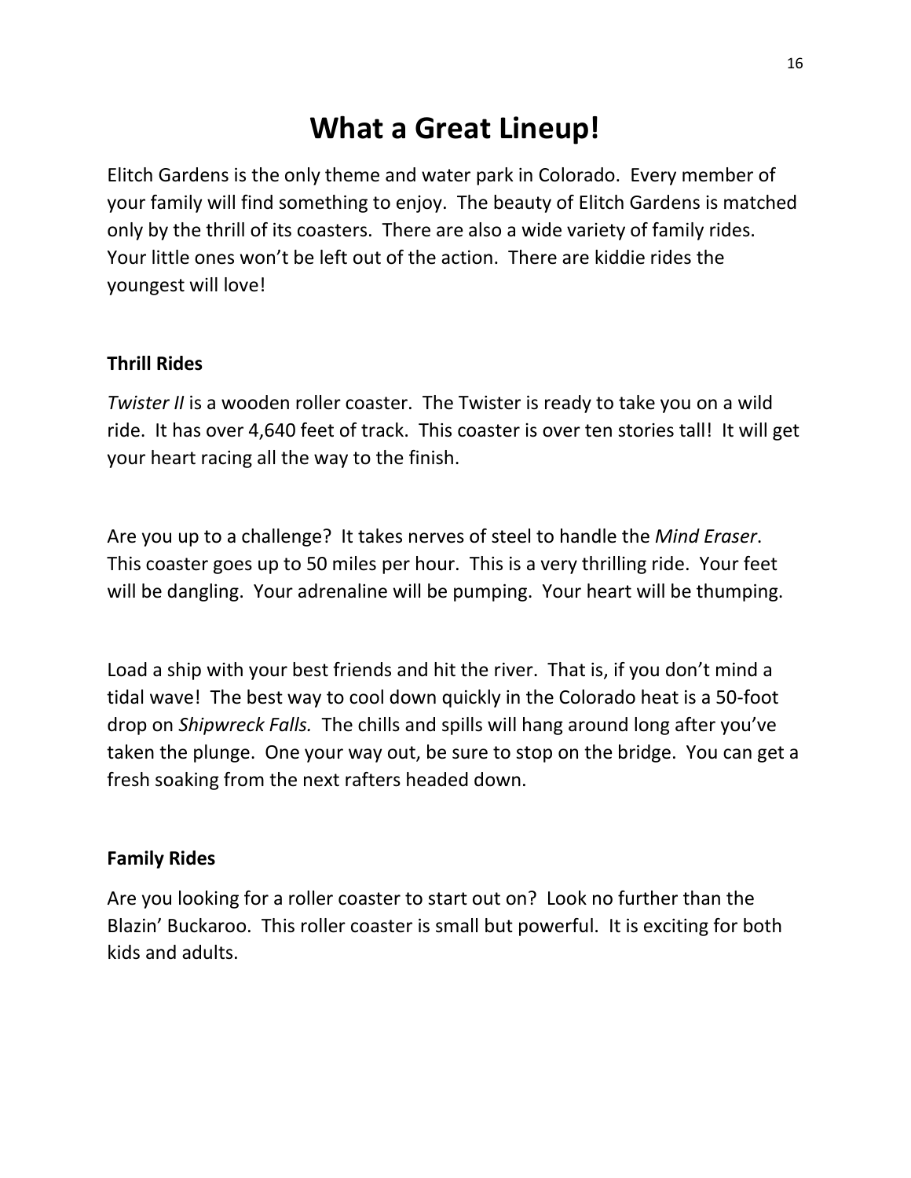# What a Great Lineup!

Elitch Gardens is the only theme and water park in Colorado. Every member of your family will find something to enjoy. The beauty of Elitch Gardens is matched only by the thrill of its coasters. There are also a wide variety of family rides. Your little ones won't be left out of the action. There are kiddie rides the youngest will love!

**Thrill Rides**

*Twister II* is a wooden roller coaster. The Twister is ready to take you on a wild ride. It has over 4,640 feet of track. This coaster is over ten stories tall! It will get your heart racing all the way to the finish.

Are you up to a challenge? It takes nerves of steel to handle the *Mind Eraser*. This coaster goes up to 50 miles per hour. This is a very thrilling ride. Your feet will be dangling. Your adrenaline will be pumping. Your heart will be thumping.

Load a ship with your best friends and hit the river. That is, if you don't mind a tidal wave! The best way to cool down quickly in the Colorado heat is a 50-foot drop on *Shipwreck Falls.* The chills and spills will hang around long after you've taken the plunge. One your way out, be sure to stop on the bridge. You can get a fresh soaking from the next rafters headed down.

**Family Rides**

Are you looking for a roller coaster to start out on? Look no further than the Blazin' Buckaroo. This roller coaster is small but powerful. It is exciting for both kids and adults.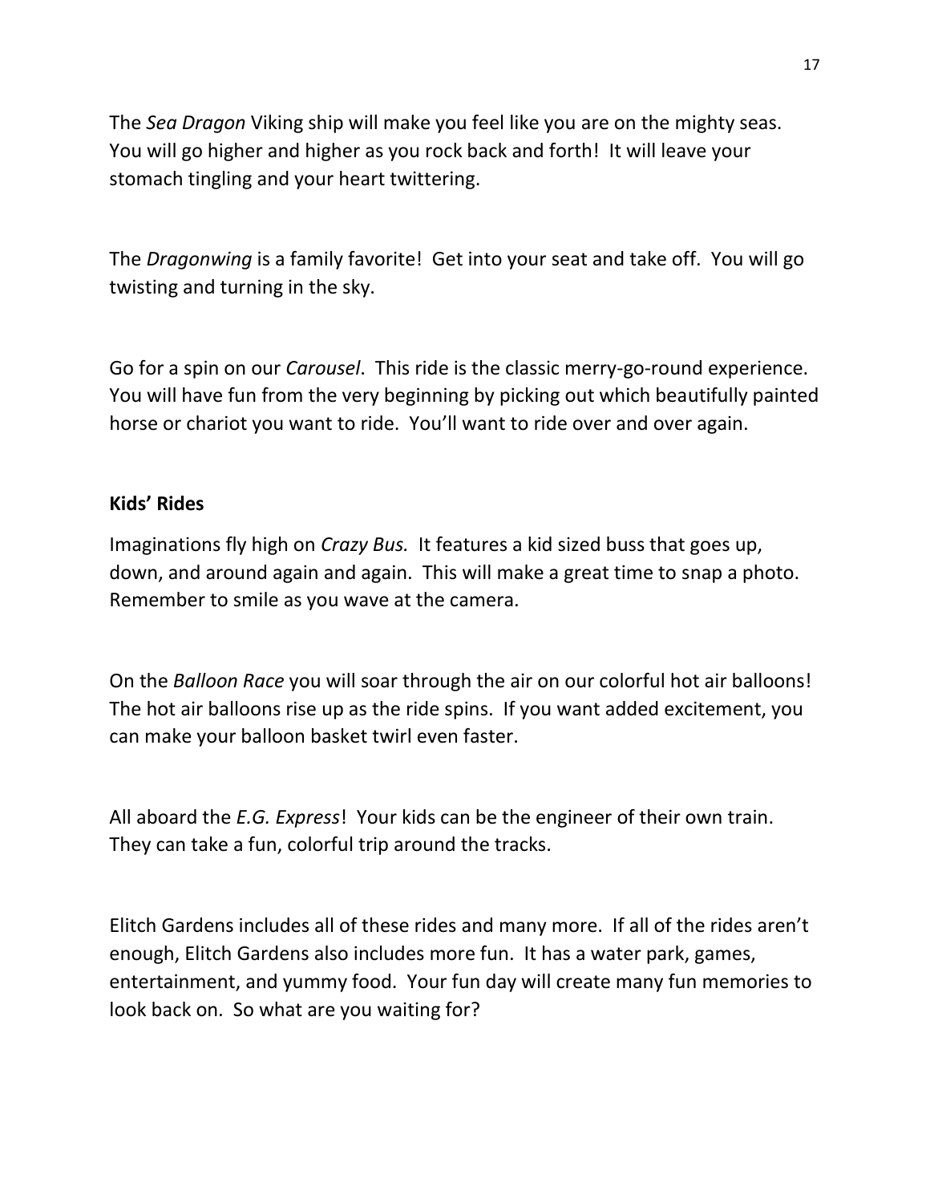The *Sea Dragon* Viking ship will make you feel like you are on the mighty seas. You will go higher and higher as you rock back and forth! It will leave your stomach tingling and your heart twittering.

The *Dragonwing* is a family favorite! Get into your seat and take off. You will go twisting and turning in the sky.

Go for a spin on our *Carousel*. This ride is the classic merry-go-round experience. You will have fun from the very beginning by picking out which beautifully painted horse or chariot you want to ride. You'll want to ride over and over again.

**Kids' Rides**

Imaginations fly high on *Crazy Bus.* It features a kid sized buss that goes up, down, and around again and again. This will make a great time to snap a photo. Remember to smile as you wave at the camera.

On the *Balloon Race* you will soar through the air on our colorful hot air balloons! The hot air balloons rise up as the ride spins. If you want added excitement, you can make your balloon basket twirl even faster.

All aboard the *E.G. Express*! Your kids can be the engineer of their own train. They can take a fun, colorful trip around the tracks.

Elitch Gardens includes all of these rides and many more. If all of the rides aren't enough, Elitch Gardens also includes more fun. It has a water park, games, entertainment, and yummy food. Your fun day will create many fun memories to look back on. So what are you waiting for?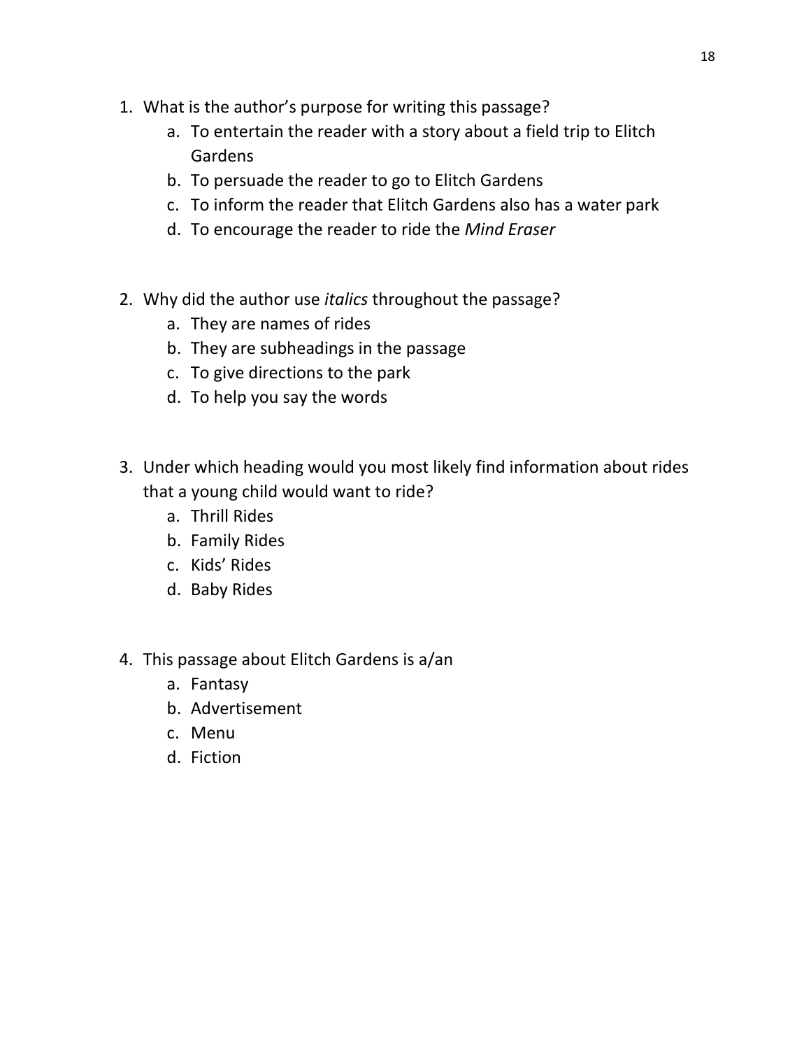1. What is the author's purpose for writing this passage?
   a. To entertain the reader with a story about a field trip to Elitch Gardens
   b. To persuade the reader to go to Elitch Gardens
   c. To inform the reader that Elitch Gardens also has a water park
   d. To encourage the reader to ride the *Mind Eraser*

2. Why did the author use *italics* throughout the passage?
   a. They are names of rides
   b. They are subheadings in the passage
   c. To give directions to the park
   d. To help you say the words

3. Under which heading would you most likely find information about rides that a young child would want to ride?
   a. Thrill Rides
   b. Family Rides
   c. Kids' Rides
   d. Baby Rides

4. This passage about Elitch Gardens is a/an
   a. Fantasy
   b. Advertisement
   c. Menu
   d. Fiction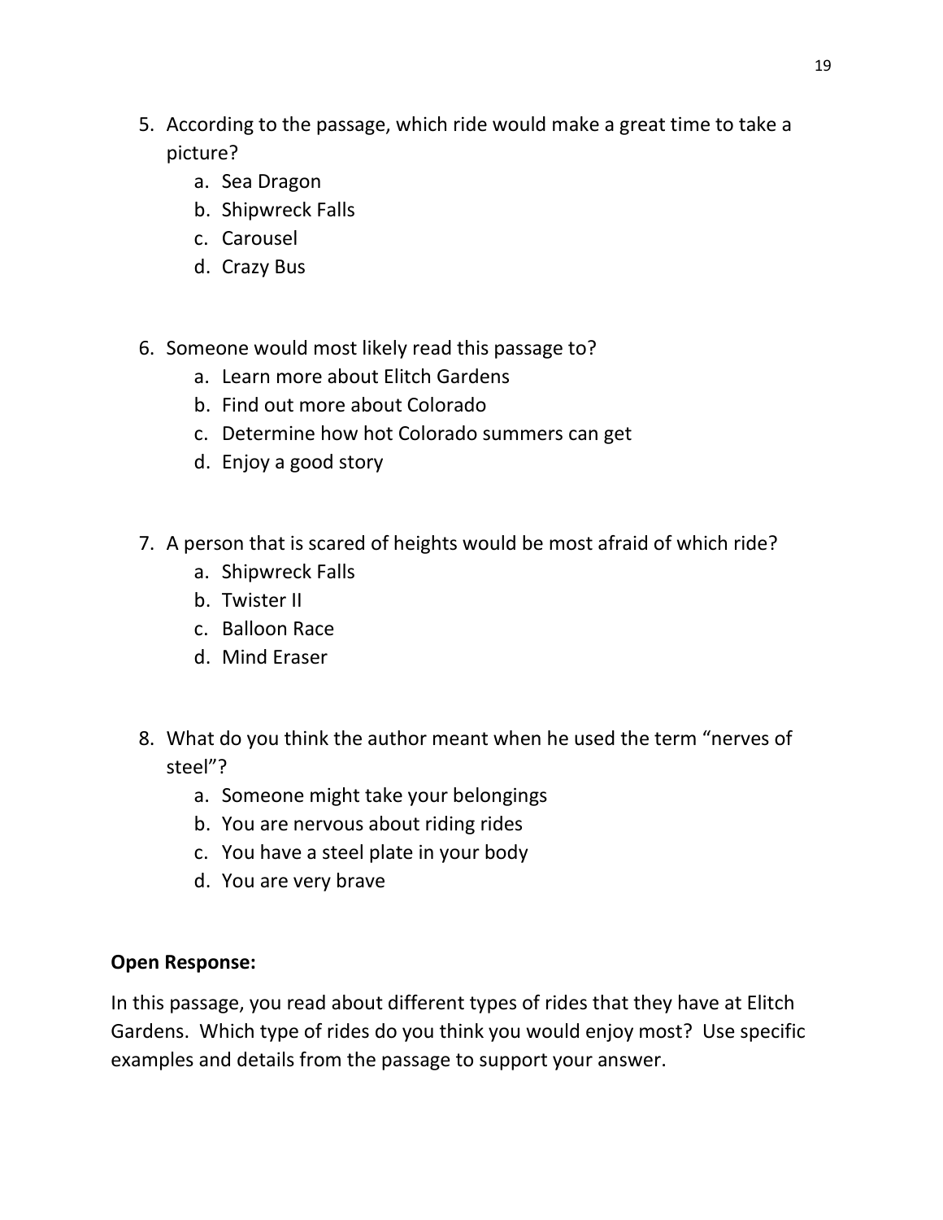5. According to the passage, which ride would make a great time to take a picture?
    a. Sea Dragon
    b. Shipwreck Falls
    c. Carousel
    d. Crazy Bus

6. Someone would most likely read this passage to?
    a. Learn more about Elitch Gardens
    b. Find out more about Colorado
    c. Determine how hot Colorado summers can get
    d. Enjoy a good story

7. A person that is scared of heights would be most afraid of which ride?
    a. Shipwreck Falls
    b. Twister II
    c. Balloon Race
    d. Mind Eraser

8. What do you think the author meant when he used the term "nerves of steel"?
    a. Someone might take your belongings
    b. You are nervous about riding rides
    c. You have a steel plate in your body
    d. You are very brave

**Open Response:**

In this passage, you read about different types of rides that they have at Elitch Gardens. Which type of rides do you think you would enjoy most? Use specific examples and details from the passage to support your answer.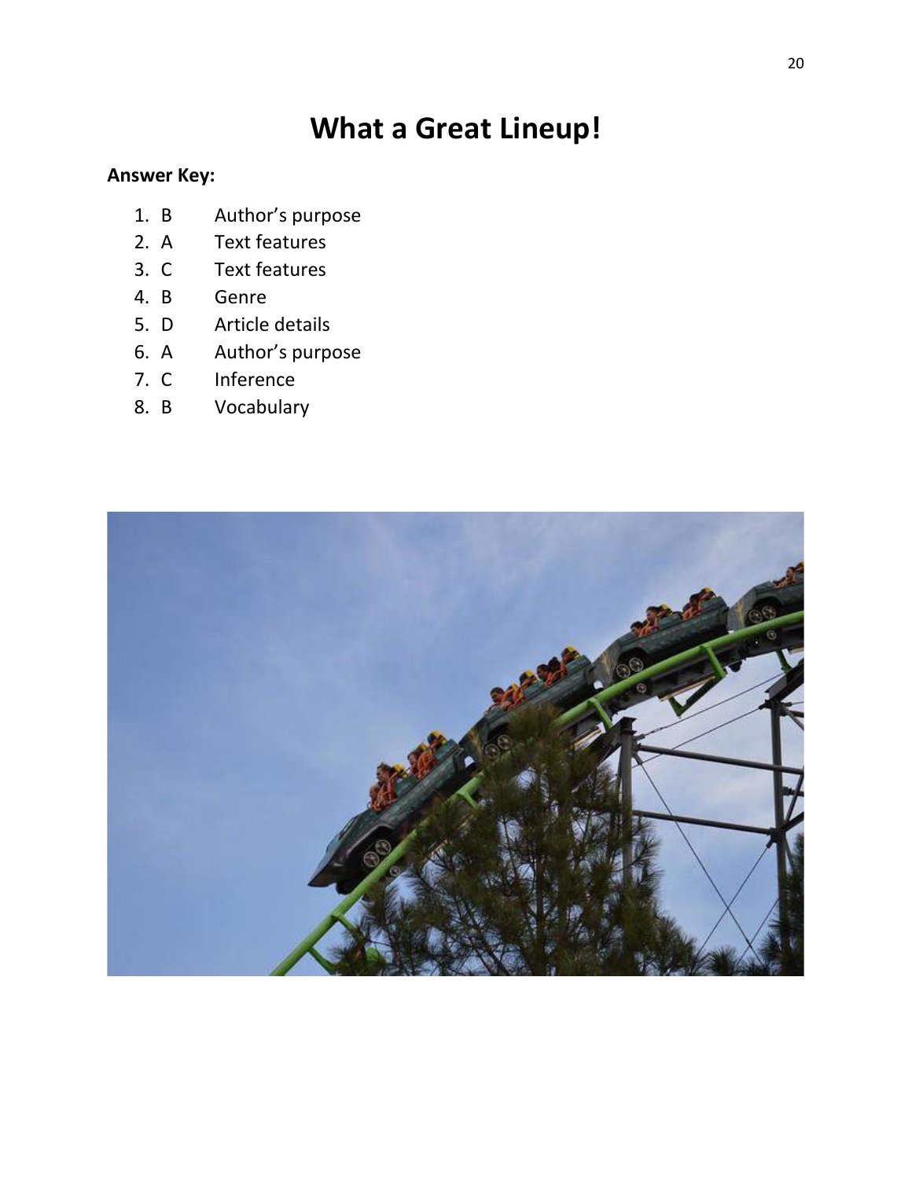# What a Great Lineup!

**Answer Key:**

1. B Author's purpose
2. A Text features
3. C Text features
4. B Genre
5. D Article details
6. A Author's purpose
7. C Inference
8. B Vocabulary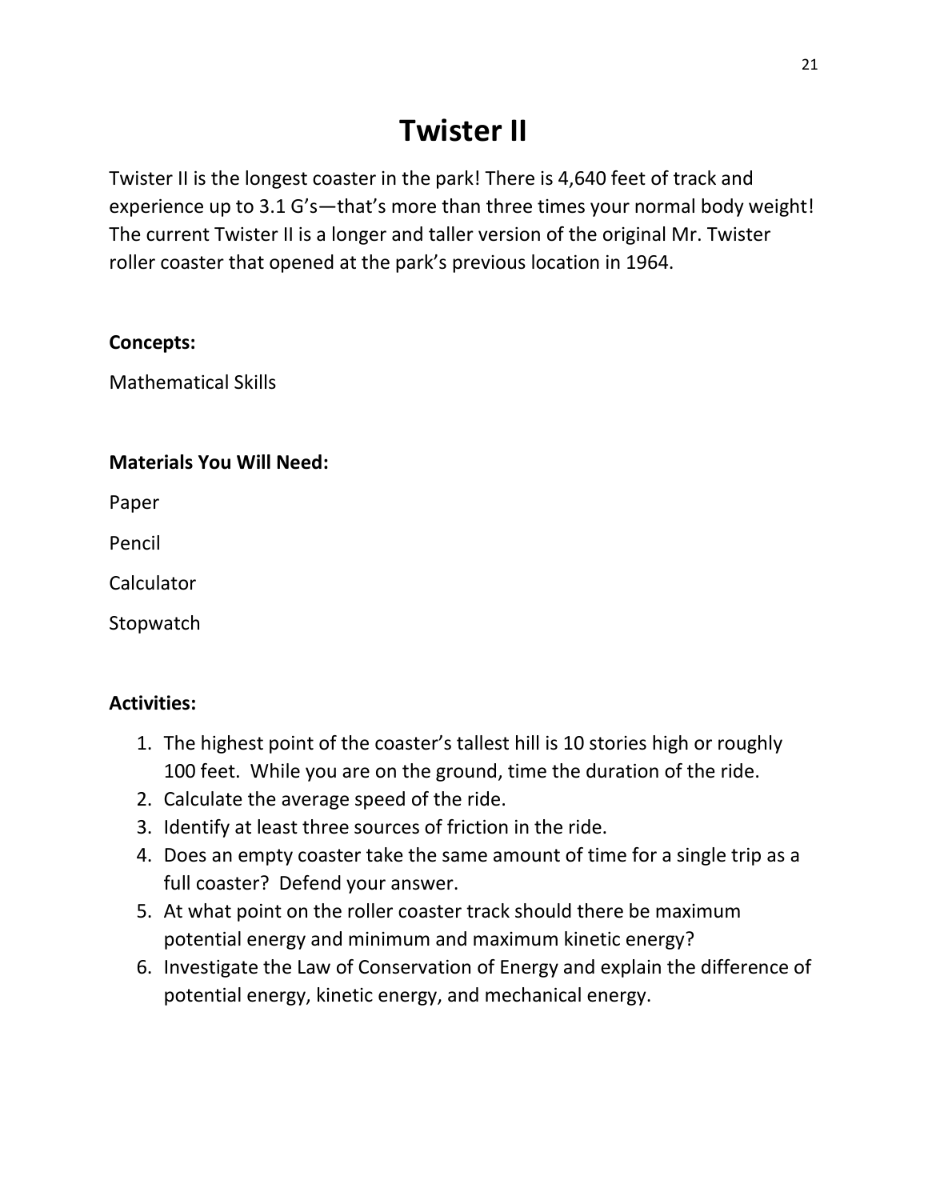# Twister II

Twister II is the longest coaster in the park! There is 4,640 feet of track and experience up to 3.1 G's—that's more than three times your normal body weight! The current Twister II is a longer and taller version of the original Mr. Twister roller coaster that opened at the park's previous location in 1964.

**Concepts:**

Mathematical Skills

**Materials You Will Need:**

Paper

Pencil

Calculator

Stopwatch

**Activities:**

1. The highest point of the coaster's tallest hill is 10 stories high or roughly 100 feet. While you are on the ground, time the duration of the ride.
2. Calculate the average speed of the ride.
3. Identify at least three sources of friction in the ride.
4. Does an empty coaster take the same amount of time for a single trip as a full coaster? Defend your answer.
5. At what point on the roller coaster track should there be maximum potential energy and minimum and maximum kinetic energy?
6. Investigate the Law of Conservation of Energy and explain the difference of potential energy, kinetic energy, and mechanical energy.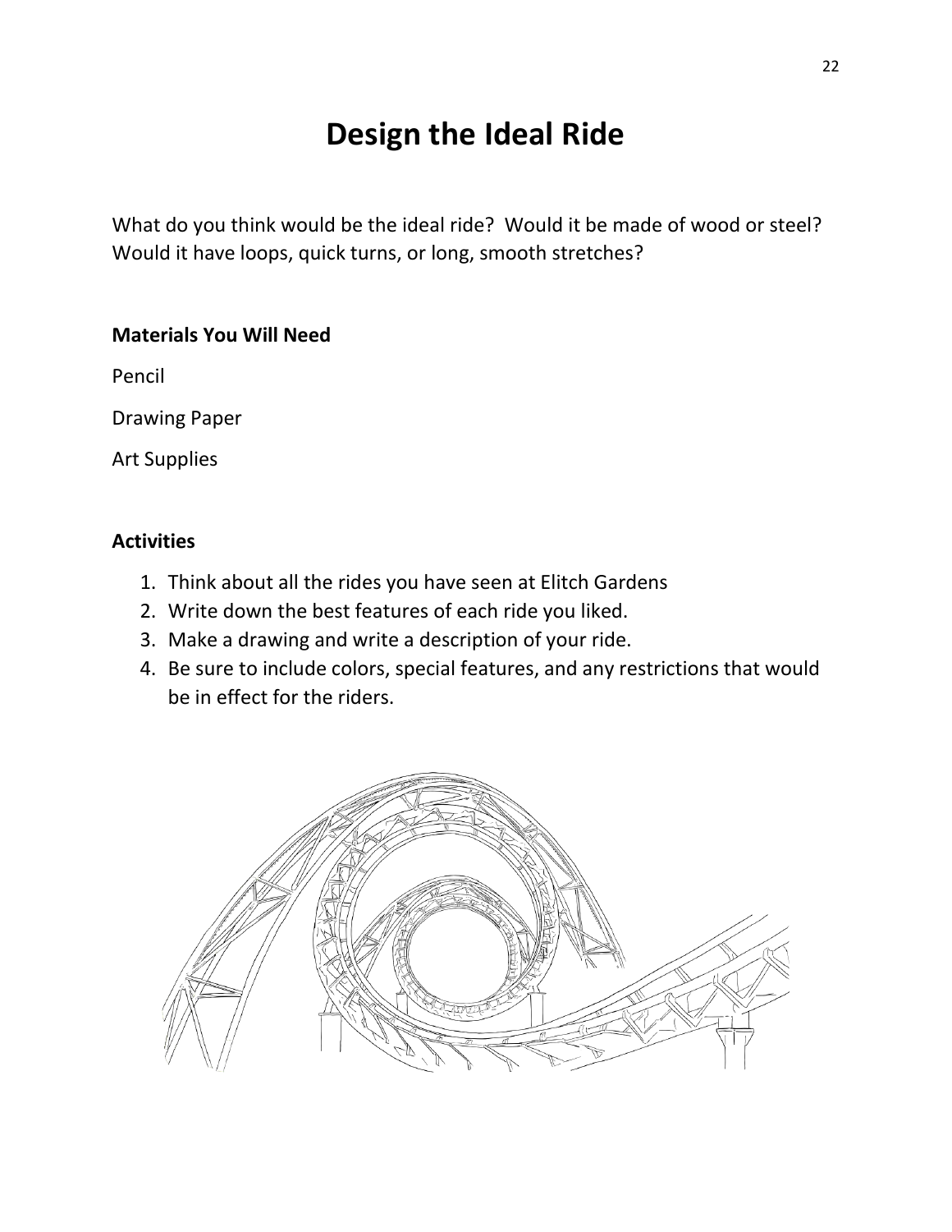# Design the Ideal Ride

What do you think would be the ideal ride? Would it be made of wood or steel? Would it have loops, quick turns, or long, smooth stretches?

**Materials You Will Need**

Pencil

Drawing Paper

Art Supplies

**Activities**

1. Think about all the rides you have seen at Elitch Gardens
2. Write down the best features of each ride you liked.
3. Make a drawing and write a description of your ride.
4. Be sure to include colors, special features, and any restrictions that would be in effect for the riders.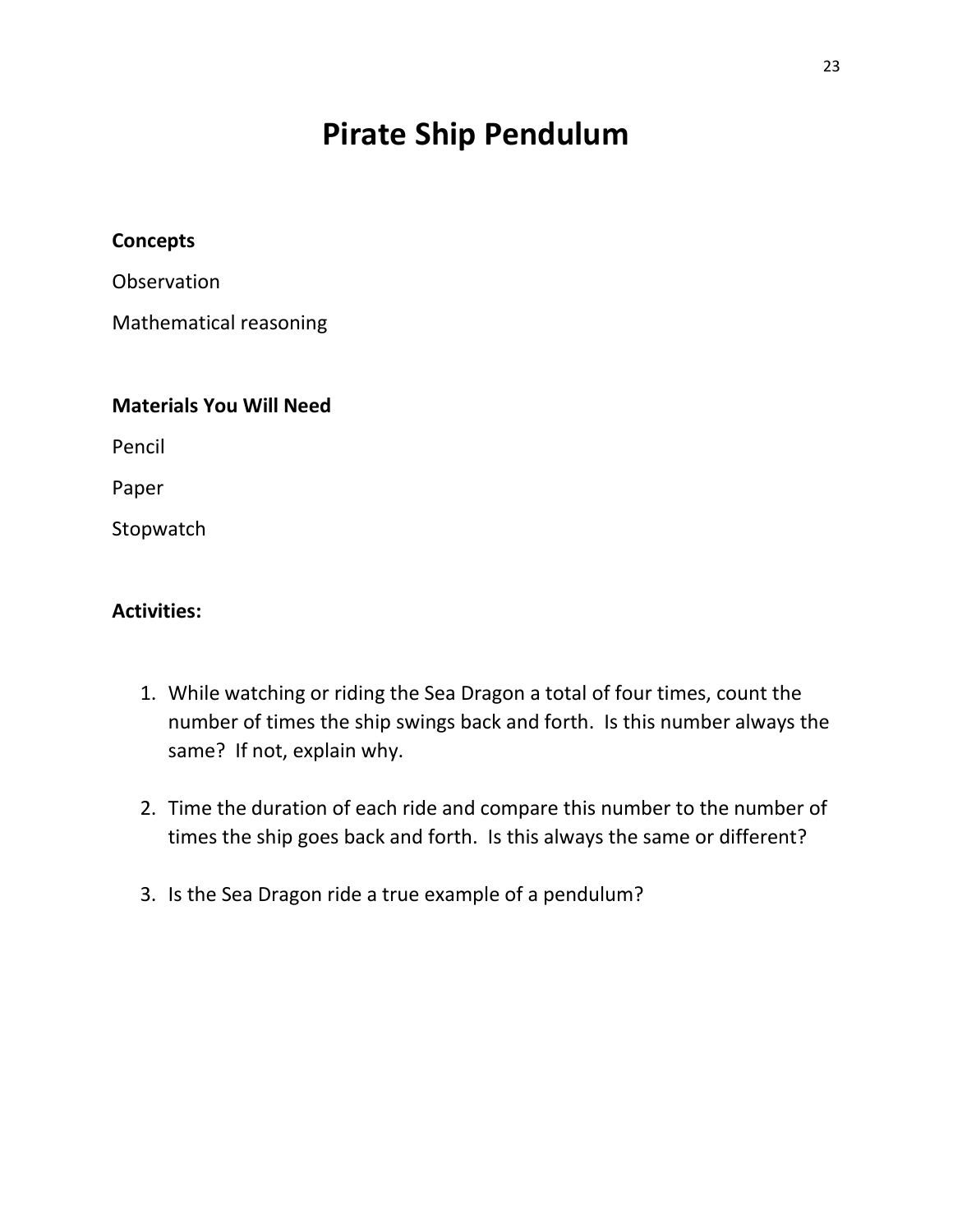# Pirate Ship Pendulum

**Concepts**

Observation

Mathematical reasoning

**Materials You Will Need**

Pencil

Paper

Stopwatch

**Activities:**

1. While watching or riding the Sea Dragon a total of four times, count the number of times the ship swings back and forth. Is this number always the same? If not, explain why.

2. Time the duration of each ride and compare this number to the number of times the ship goes back and forth. Is this always the same or different?

3. Is the Sea Dragon ride a true example of a pendulum?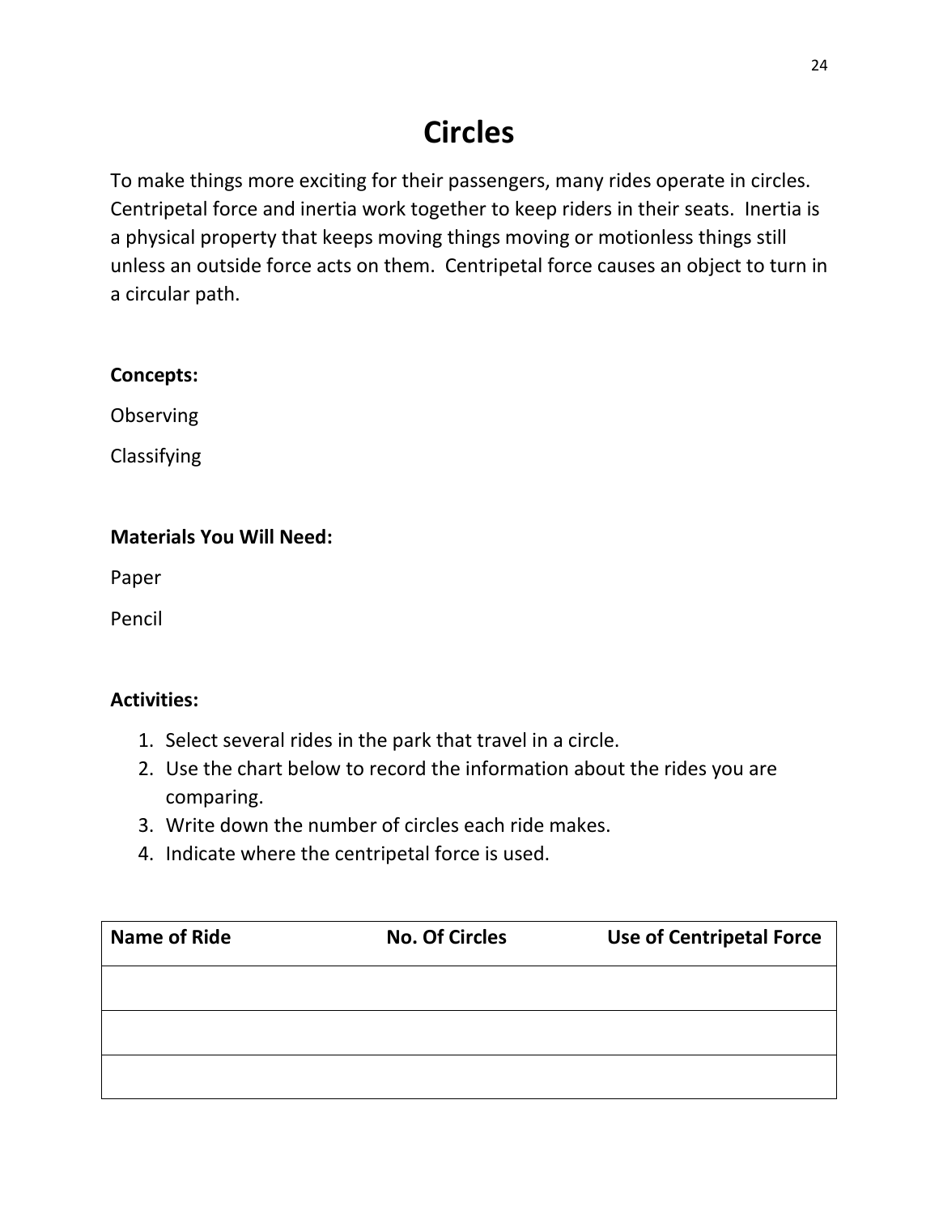# Circles

To make things more exciting for their passengers, many rides operate in circles. Centripetal force and inertia work together to keep riders in their seats. Inertia is a physical property that keeps moving things moving or motionless things still unless an outside force acts on them. Centripetal force causes an object to turn in a circular path.

**Concepts:**

Observing

Classifying

**Materials You Will Need:**

Paper

Pencil

**Activities:**

1. Select several rides in the park that travel in a circle.
2. Use the chart below to record the information about the rides you are comparing.
3. Write down the number of circles each ride makes.
4. Indicate where the centripetal force is used.

| Name of Ride | No. Of Circles | Use of Centripetal Force |
|---|---|---|
| | | |
| | | |
| | | |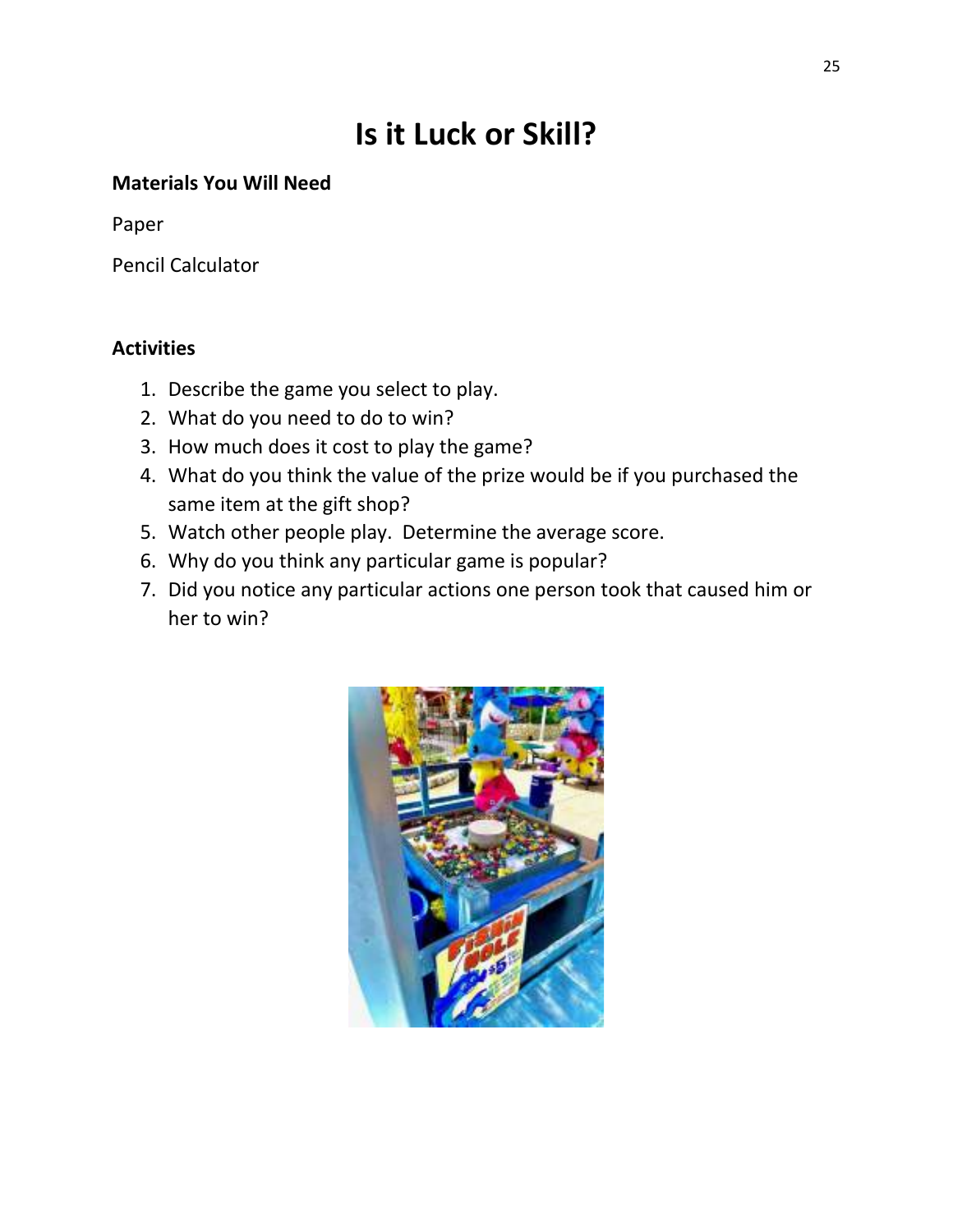# Is it Luck or Skill?

**Materials You Will Need**

Paper

Pencil Calculator

**Activities**

1. Describe the game you select to play.
2. What do you need to do to win?
3. How much does it cost to play the game?
4. What do you think the value of the prize would be if you purchased the same item at the gift shop?
5. Watch other people play. Determine the average score.
6. Why do you think any particular game is popular?
7. Did you notice any particular actions one person took that caused him or her to win?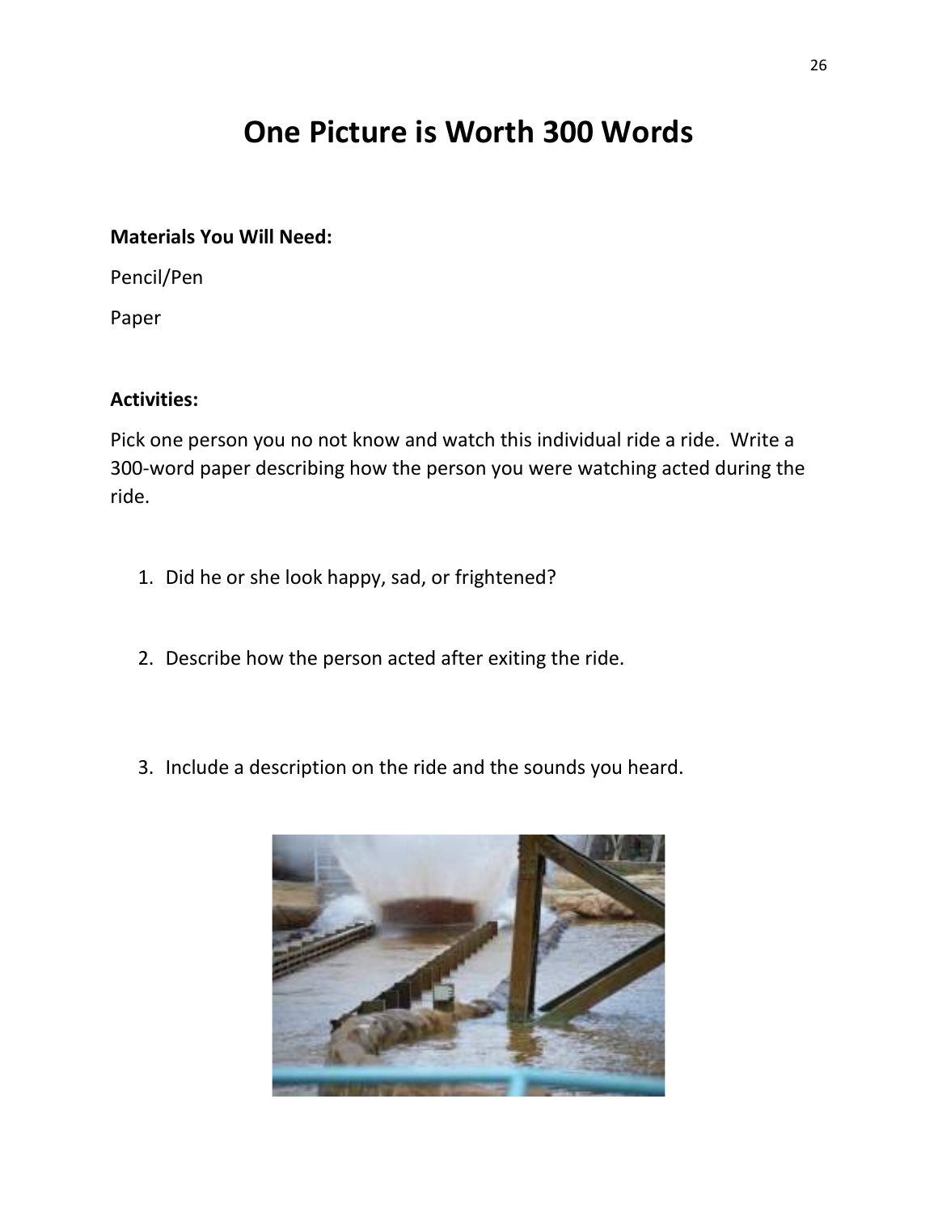# One Picture is Worth 300 Words

**Materials You Will Need:**

Pencil/Pen

Paper

**Activities:**

Pick one person you no not know and watch this individual ride a ride. Write a 300-word paper describing how the person you were watching acted during the ride.

1. Did he or she look happy, sad, or frightened?

2. Describe how the person acted after exiting the ride.

3. Include a description on the ride and the sounds you heard.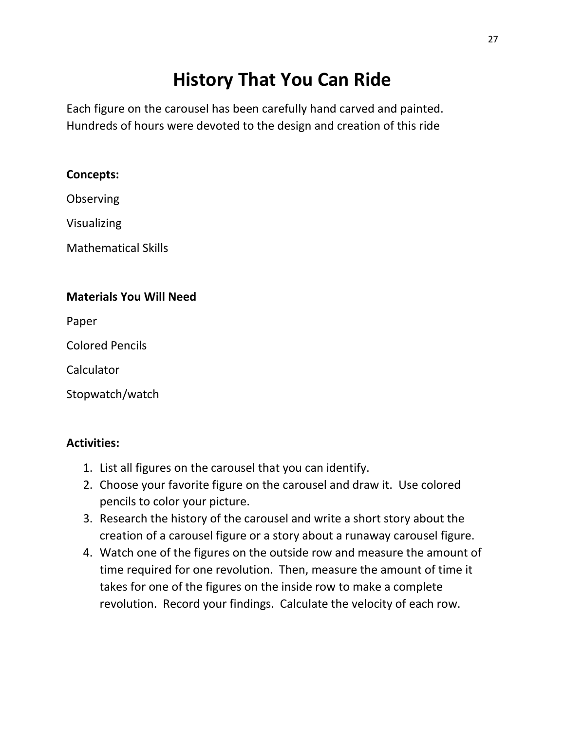# History That You Can Ride

Each figure on the carousel has been carefully hand carved and painted. Hundreds of hours were devoted to the design and creation of this ride

**Concepts:**

Observing

Visualizing

Mathematical Skills

**Materials You Will Need**

Paper

Colored Pencils

Calculator

Stopwatch/watch

**Activities:**

1. List all figures on the carousel that you can identify.
2. Choose your favorite figure on the carousel and draw it. Use colored pencils to color your picture.
3. Research the history of the carousel and write a short story about the creation of a carousel figure or a story about a runaway carousel figure.
4. Watch one of the figures on the outside row and measure the amount of time required for one revolution. Then, measure the amount of time it takes for one of the figures on the inside row to make a complete revolution. Record your findings. Calculate the velocity of each row.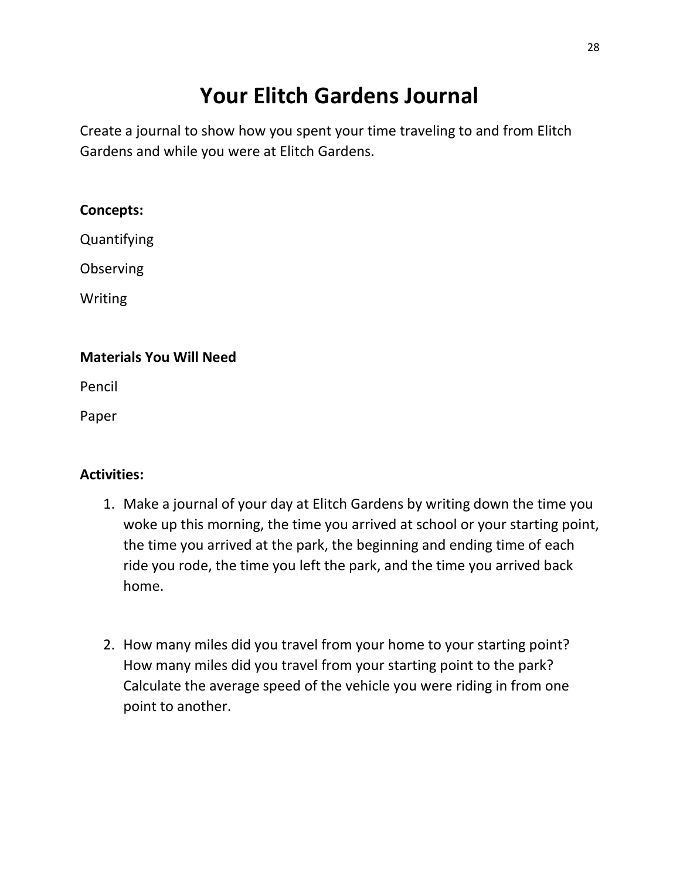# Your Elitch Gardens Journal

Create a journal to show how you spent your time traveling to and from Elitch Gardens and while you were at Elitch Gardens.

**Concepts:**

Quantifying

Observing

Writing

**Materials You Will Need**

Pencil

Paper

**Activities:**

1. Make a journal of your day at Elitch Gardens by writing down the time you woke up this morning, the time you arrived at school or your starting point, the time you arrived at the park, the beginning and ending time of each ride you rode, the time you left the park, and the time you arrived back home.

2. How many miles did you travel from your home to your starting point? How many miles did you travel from your starting point to the park? Calculate the average speed of the vehicle you were riding in from one point to another.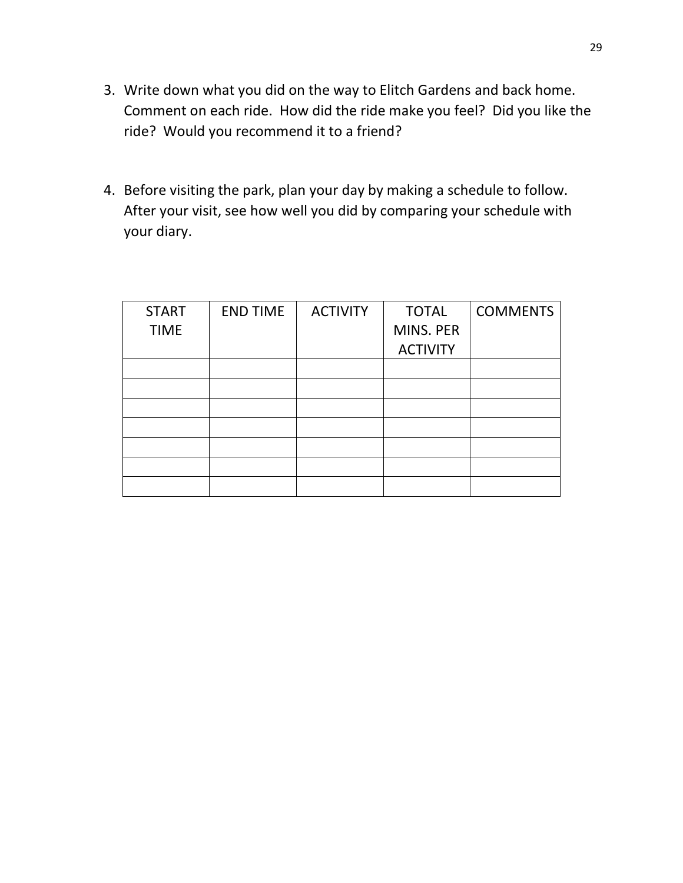3. Write down what you did on the way to Elitch Gardens and back home. Comment on each ride. How did the ride make you feel? Did you like the ride? Would you recommend it to a friend?

4. Before visiting the park, plan your day by making a schedule to follow. After your visit, see how well you did by comparing your schedule with your diary.

| START TIME | END TIME | ACTIVITY | TOTAL MINS. PER ACTIVITY | COMMENTS |
|---|---|---|---|---|
| | | | | |
| | | | | |
| | | | | |
| | | | | |
| | | | | |
| | | | | |
| | | | | |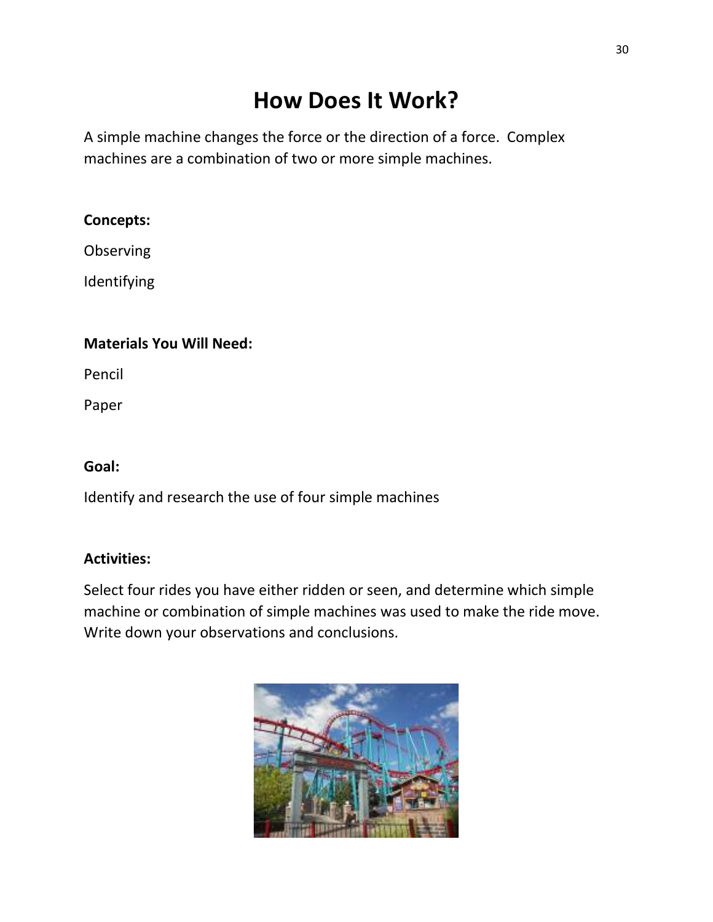# How Does It Work?

A simple machine changes the force or the direction of a force. Complex machines are a combination of two or more simple machines.

**Concepts:**

Observing

Identifying

**Materials You Will Need:**

Pencil

Paper

**Goal:**

Identify and research the use of four simple machines

**Activities:**

Select four rides you have either ridden or seen, and determine which simple machine or combination of simple machines was used to make the ride move. Write down your observations and conclusions.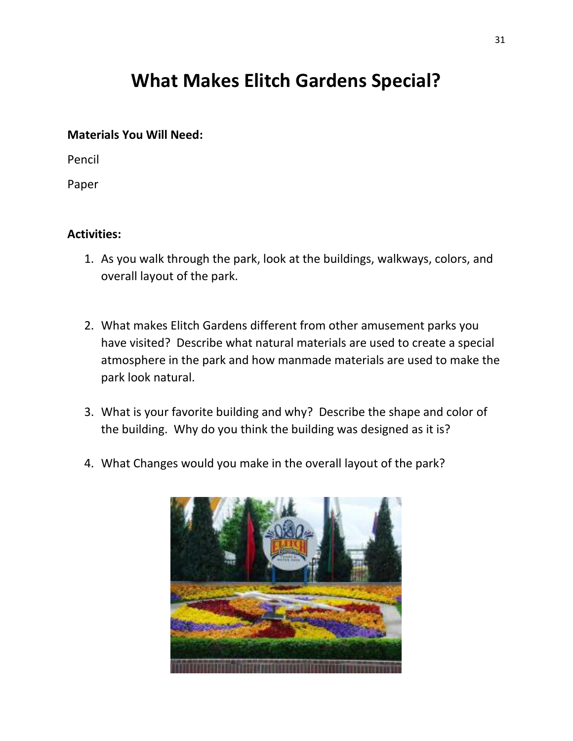# What Makes Elitch Gardens Special?

**Materials You Will Need:**

Pencil

Paper

**Activities:**

1. As you walk through the park, look at the buildings, walkways, colors, and overall layout of the park.

2. What makes Elitch Gardens different from other amusement parks you have visited? Describe what natural materials are used to create a special atmosphere in the park and how manmade materials are used to make the park look natural.

3. What is your favorite building and why? Describe the shape and color of the building. Why do you think the building was designed as it is?

4. What Changes would you make in the overall layout of the park?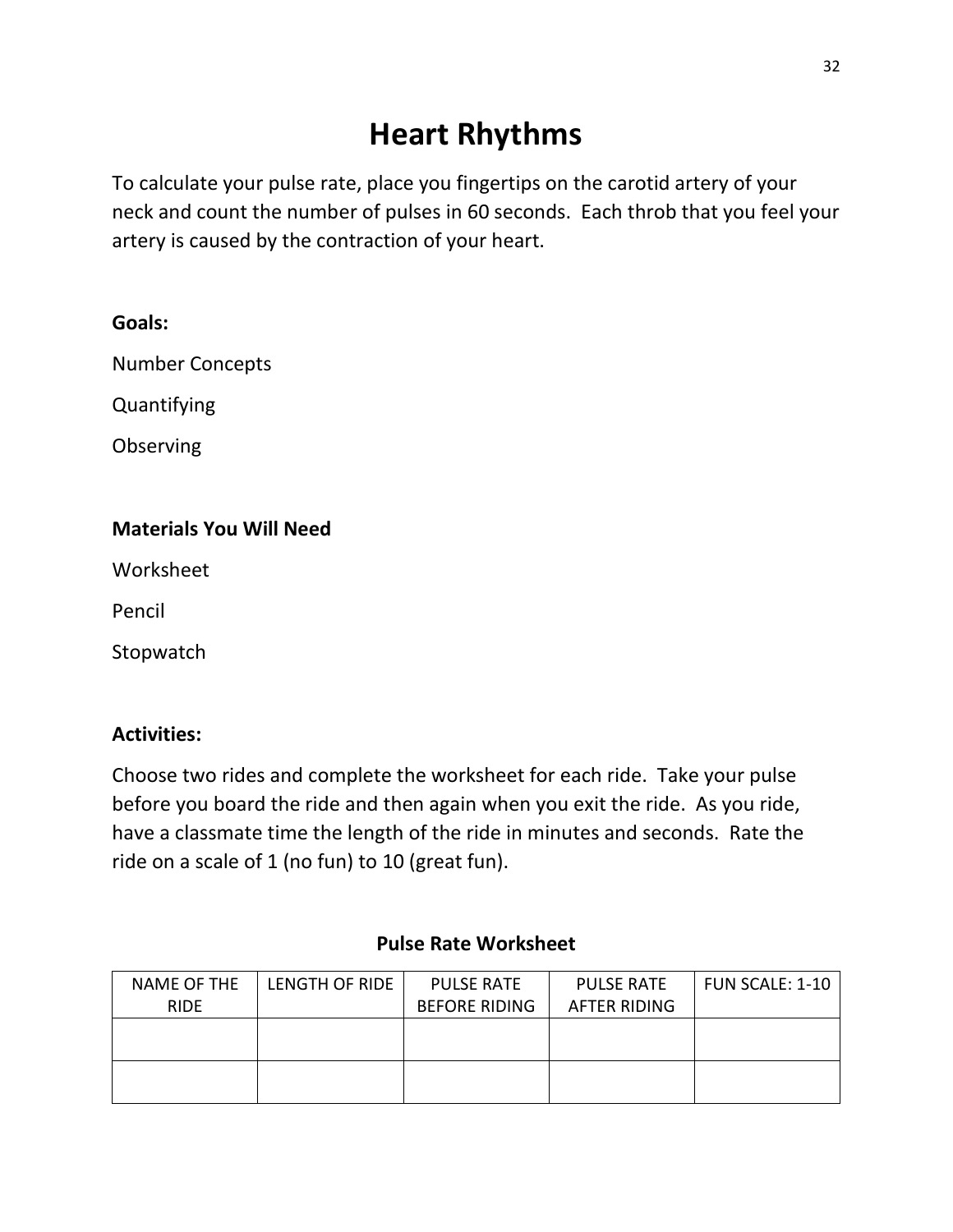# Heart Rhythms

To calculate your pulse rate, place you fingertips on the carotid artery of your neck and count the number of pulses in 60 seconds. Each throb that you feel your artery is caused by the contraction of your heart.

**Goals:**

Number Concepts

Quantifying

Observing

**Materials You Will Need**

Worksheet

Pencil

Stopwatch

**Activities:**

Choose two rides and complete the worksheet for each ride. Take your pulse before you board the ride and then again when you exit the ride. As you ride, have a classmate time the length of the ride in minutes and seconds. Rate the ride on a scale of 1 (no fun) to 10 (great fun).

**Pulse Rate Worksheet**

| NAME OF THE RIDE | LENGTH OF RIDE | PULSE RATE BEFORE RIDING | PULSE RATE AFTER RIDING | FUN SCALE: 1-10 |
|---|---|---|---|---|
| | | | | |
| | | | | |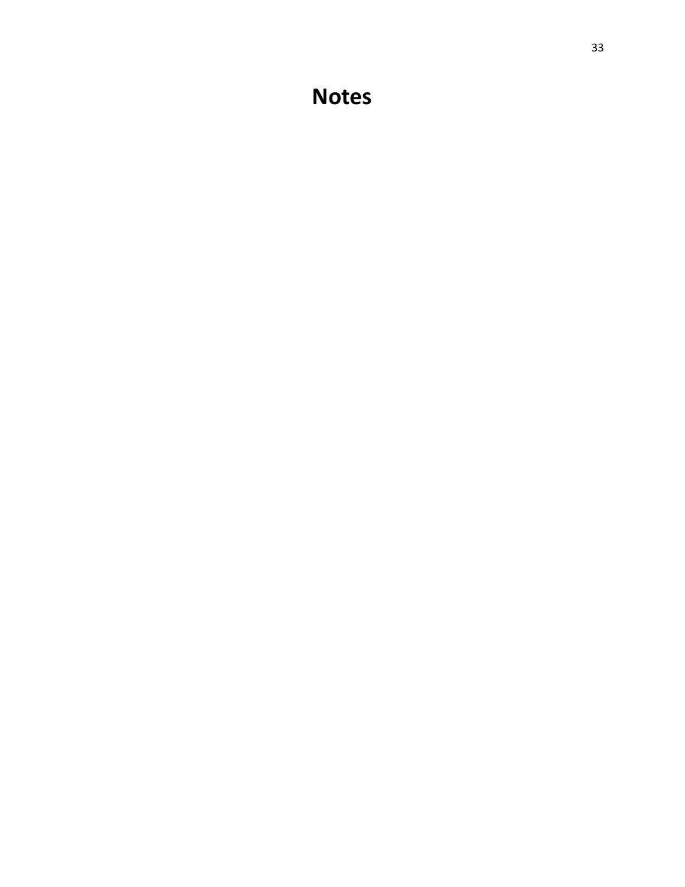# Notes